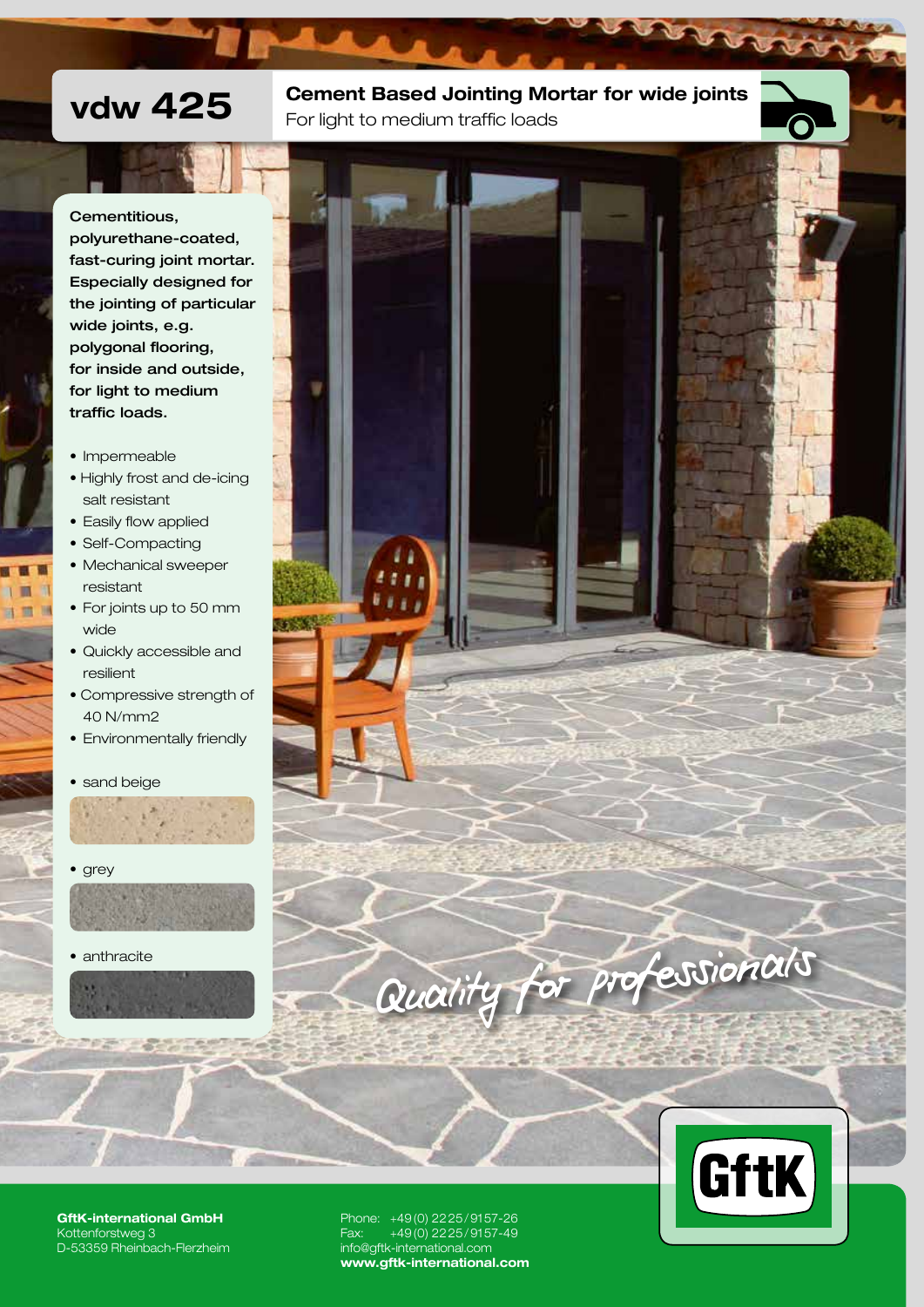# vdw 425

## Cement Based Jointing Mortar for wide joints

For light to medium traffic loads

**Cementitious, polyurethane-coated, fast-curing joint mortar. Especially designed for the jointing of particular wide joints, e.g. polygonal flooring, for inside and outside, for light to medium traffic loads.**

- Impermeable
- Highly frost and de-icing salt resistant
- Easily flow applied
- Self-Compacting
- Mechanical sweeper resistant
- For joints up to 50 mm wide
- Quickly accessible and resilient
- Compressive strength of 40 N/mm2
- Environmentally friendly

- sand beige
- grey
- anthracite

*Quality for professionals*

GftK

**GftK-international GmbH**
Kottenforstweg 3
D-53359 Rheinbach-Flerzheim

Phone: +49 (0) 2225 / 9157-26
Fax: +49 (0) 2225 / 9157-49
info@gftk-international.com
**www.gftk-international.com**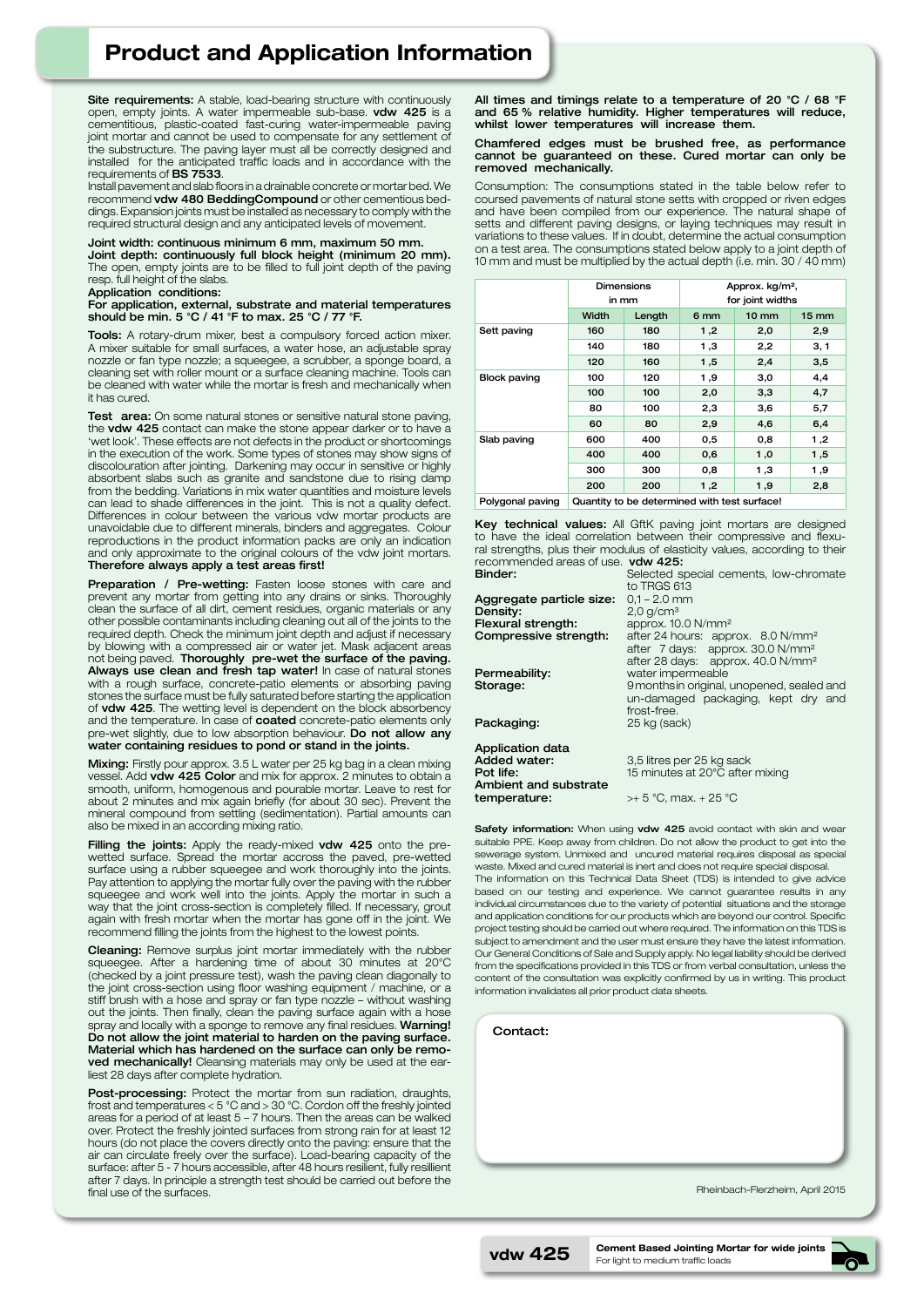# Product and Application Information

**Site requirements:** A stable, load-bearing structure with continuously open, empty joints. A water impermeable sub-base. **vdw 425** is a cementitious, plastic-coated fast-curing water-impermeable paving joint mortar and cannot be used to compensate for any settlement of the substructure. The paving layer must all be correctly designed and installed for the anticipated traffic loads and in accordance with the requirements of **BS 7533**.
Install pavement and slab floors in a drainable concrete or mortar bed. We recommend **vdw 480 BeddingCompound** or other cementious beddings. Expansion joints must be installed as necessary to comply with the required structural design and any anticipated levels of movement.

**Joint width: continuous minimum 6 mm, maximum 50 mm.**
**Joint depth: continuously full block height (minimum 20 mm).**
The open, empty joints are to be filled to full joint depth of the paving resp. full height of the slabs.
**Application conditions:**
**For application, external, substrate and material temperatures should be min. 5 °C / 41 °F to max. 25 °C / 77 °F.**

**Tools:** A rotary-drum mixer, best a compulsory forced action mixer. A mixer suitable for small surfaces, a water hose, an adjustable spray nozzle or fan type nozzle; a squeegee, a scrubber, a sponge board, a cleaning set with roller mount or a surface cleaning machine. Tools can be cleaned with water while the mortar is fresh and mechanically when it has cured.

**Test area:** On some natural stones or sensitive natural stone paving, the **vdw 425** contact can make the stone appear darker or to have a 'wet look'. These effects are not defects in the product or shortcomings in the execution of the work. Some types of stones may show signs of discolouration after jointing. Darkening may occur in sensitive or highly absorbent slabs such as granite and sandstone due to rising damp from the bedding. Variations in mix water quantities and moisture levels can lead to shade differences in the joint. This is not a quality defect. Differences in colour between the various vdw mortar products are unavoidable due to different minerals, binders and aggregates. Colour reproductions in the product information packs are only an indication and only approximate to the original colours of the vdw joint mortars. **Therefore always apply a test areas first!**

**Preparation / Pre-wetting:** Fasten loose stones with care and prevent any mortar from getting into any drains or sinks. Thoroughly clean the surface of all dirt, cement residues, organic materials or any other possible contaminants including cleaning out all of the joints to the required depth. Check the minimum joint depth and adjust if necessary by blowing with a compressed air or water jet. Mask adjacent areas not being paved. **Thoroughly pre-wet the surface of the paving. Always use clean and fresh tap water!** In case of natural stones with a rough surface, concrete-patio elements or absorbing paving stones the surface must be fully saturated before starting the application of **vdw 425**. The wetting level is dependent on the block absorbency and the temperature. In case of **coated** concrete-patio elements only pre-wet slightly, due to low absorption behaviour. **Do not allow any water containing residues to pond or stand in the joints.**

**Mixing:** Firstly pour approx. 3.5 L water per 25 kg bag in a clean mixing vessel. Add **vdw 425 Color** and mix for approx. 2 minutes to obtain a smooth, uniform, homogenous and pourable mortar. Leave to rest for about 2 minutes and mix again briefly (for about 30 sec). Prevent the mineral compound from settling (sedimentation). Partial amounts can also be mixed in an according mixing ratio.

**Filling the joints:** Apply the ready-mixed **vdw 425** onto the pre-wetted surface. Spread the mortar accross the paved, pre-wetted surface using a rubber squeegee and work thoroughly into the joints. Pay attention to applying the mortar fully over the paving with the rubber squeegee and work well into the joints. Apply the mortar in such a way that the joint cross-section is completely filled. If necessary, grout again with fresh mortar when the mortar has gone off in the joint. We recommend filling the joints from the highest to the lowest points.

**Cleaning:** Remove surplus joint mortar immediately with the rubber squeegee. After a hardening time of about 30 minutes at 20°C (checked by a joint pressure test), wash the paving clean diagonally to the joint cross-section using floor washing equipment / machine, or a stiff brush with a hose and spray or fan type nozzle – without washing out the joints. Then finally, clean the paving surface again with a hose spray and locally with a sponge to remove any final residues. **Warning! Do not allow the joint material to harden on the paving surface. Material which has hardened on the surface can only be removed mechanically!** Cleansing materials may only be used at the earliest 28 days after complete hydration.

**Post-processing:** Protect the mortar from sun radiation, draughts, frost and temperatures < 5 °C and > 30 °C. Cordon off the freshly jointed areas for a period of at least 5 – 7 hours. Then the areas can be walked over. Protect the freshly jointed surfaces from strong rain for at least 12 hours (do not place the covers directly onto the paving: ensure that the air can circulate freely over the surface). Load-bearing capacity of the surface: after 5 - 7 hours accessible, after 48 hours resilient, fully resillient after 7 days. In principle a strength test should be carried out before the final use of the surfaces.

**All times and timings relate to a temperature of 20 °C / 68 °F and 65 % relative humidity. Higher temperatures will reduce, whilst lower temperatures will increase them.**

**Chamfered edges must be brushed free, as performance cannot be guaranteed on these. Cured mortar can only be removed mechanically.**

Consumption: The consumptions stated in the table below refer to coursed pavements of natural stone setts with cropped or riven edges and have been compiled from our experience. The natural shape of setts and different paving designs, or laying techniques may result in variations to these values. If in doubt, determine the actual consumption on a test area. The consumptions stated below apply to a joint depth of 10 mm and must be multiplied by the actual depth (i.e. min. 30 / 40 mm)

| | Dimensions in mm | | Approx. kg/m², for joint widths | | |
|---|---|---|---|---|---|
| | Width | Length | 6 mm | 10 mm | 15 mm |
| Sett paving | 160 | 180 | 1,2 | 2,0 | 2,9 |
| | 140 | 180 | 1,3 | 2,2 | 3,1 |
| | 120 | 160 | 1,5 | 2,4 | 3,5 |
| Block paving | 100 | 120 | 1,9 | 3,0 | 4,4 |
| | 100 | 100 | 2,0 | 3,3 | 4,7 |
| | 80 | 100 | 2,3 | 3,6 | 5,7 |
| | 60 | 80 | 2,9 | 4,6 | 6,4 |
| Slab paving | 600 | 400 | 0,5 | 0,8 | 1,2 |
| | 400 | 400 | 0,6 | 1,0 | 1,5 |
| | 300 | 300 | 0,8 | 1,3 | 1,9 |
| | 200 | 200 | 1,2 | 1,9 | 2,8 |
| Polygonal paving | Quantity to be determined with test surface! | | | | |

**Key technical values:** All GftK paving joint mortars are designed to have the ideal correlation between their compressive and flexural strengths, plus their modulus of elasticity values, according to their recommended areas of use. **vdw 425:**

| | |
|---|---|
| **Binder:** | Selected special cements, low-chromate to TRGS 613 |
| **Aggregate particle size:** | 0,1 – 2.0 mm |
| **Density:** | 2,0 g/cm³ |
| **Flexural strength:** | approx. 10.0 N/mm² |
| **Compressive strength:** | after 24 hours: approx. 8.0 N/mm²<br>after 7 days: approx. 30.0 N/mm²<br>after 28 days: approx. 40.0 N/mm² |
| **Permeability:** | water impermeable |
| **Storage:** | 9 months in original, unopened, sealed and un-damaged packaging, kept dry and frost-free. |
| **Packaging:** | 25 kg (sack) |

**Application data**

| | |
|---|---|
| **Added water:** | 3,5 litres per 25 kg sack |
| **Pot life:** | 15 minutes at 20°C after mixing |
| **Ambient and substrate temperature:** | >+ 5 °C, max. + 25 °C |

**Safety information:** When using **vdw 425** avoid contact with skin and wear suitable PPE. Keep away from children. Do not allow the product to get into the sewerage system. Unmixed and uncured material requires disposal as special waste. Mixed and cured material is inert and does not require special disposal.
The information on this Technical Data Sheet (TDS) is intended to give advice based on our testing and experience. We cannot guarantee results in any individual circumstances due to the variety of potential situations and the storage and application conditions for our products which are beyond our control. Specific project testing should be carried out where required. The information on this TDS is subject to amendment and the user must ensure they have the latest information. Our General Conditions of Sale and Supply apply. No legal liability should be derived from the specifications provided in this TDS or from verbal consultation, unless the content of the consultation was explicitly confirmed by us in writing. This product information invalidates all prior product data sheets.

Contact:

Rheinbach-Flerzheim, April 2015

**vdw 425** — **Cement Based Jointing Mortar for wide joints**
For light to medium traffic loads